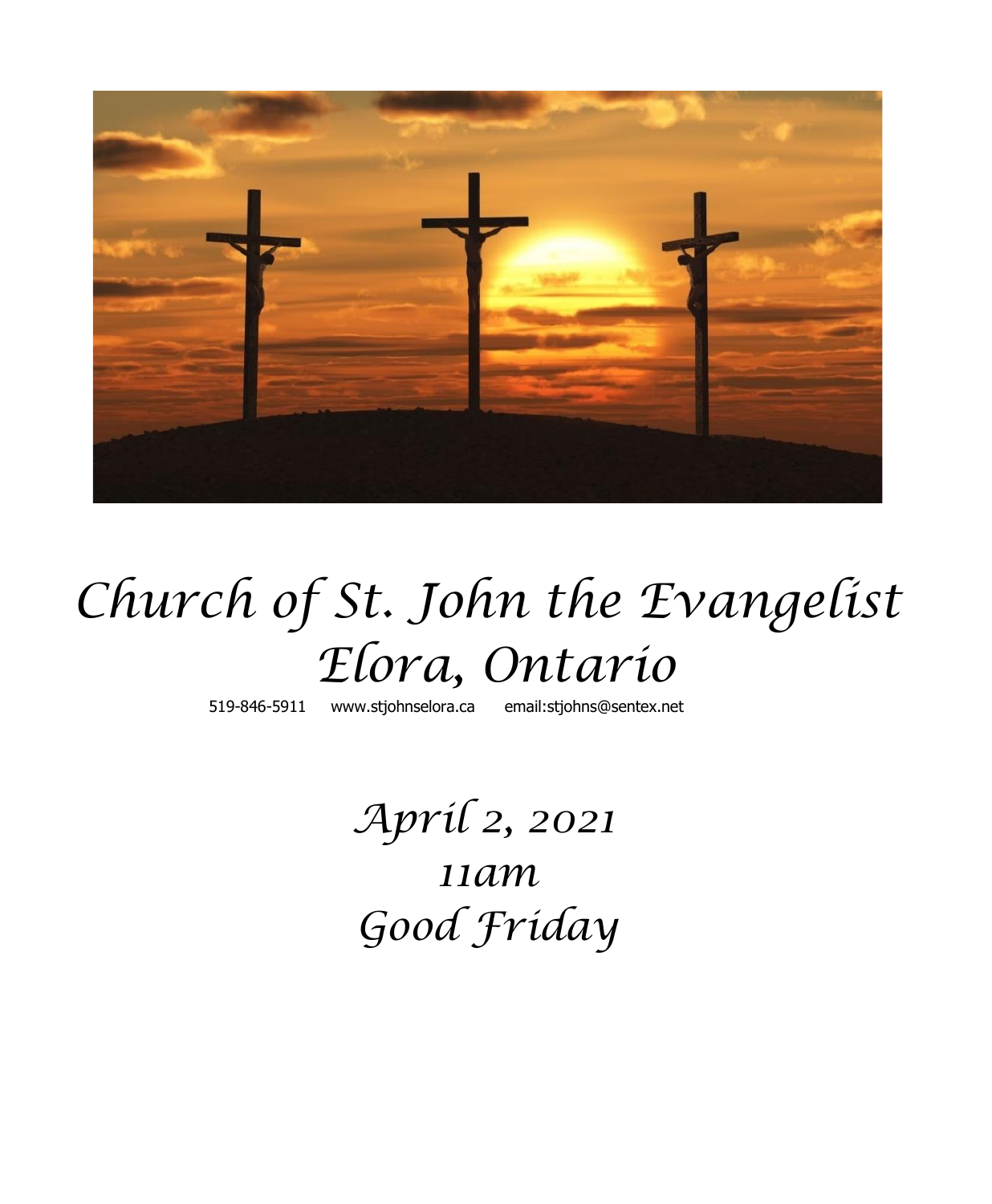# *Church of St. John the Evangelist*
# *Elora, Ontario*

519-846-5911 www.stjohnselora.ca email:stjohns@sentex.net

## *April 2, 2021*
## *11am*
## *Good Friday*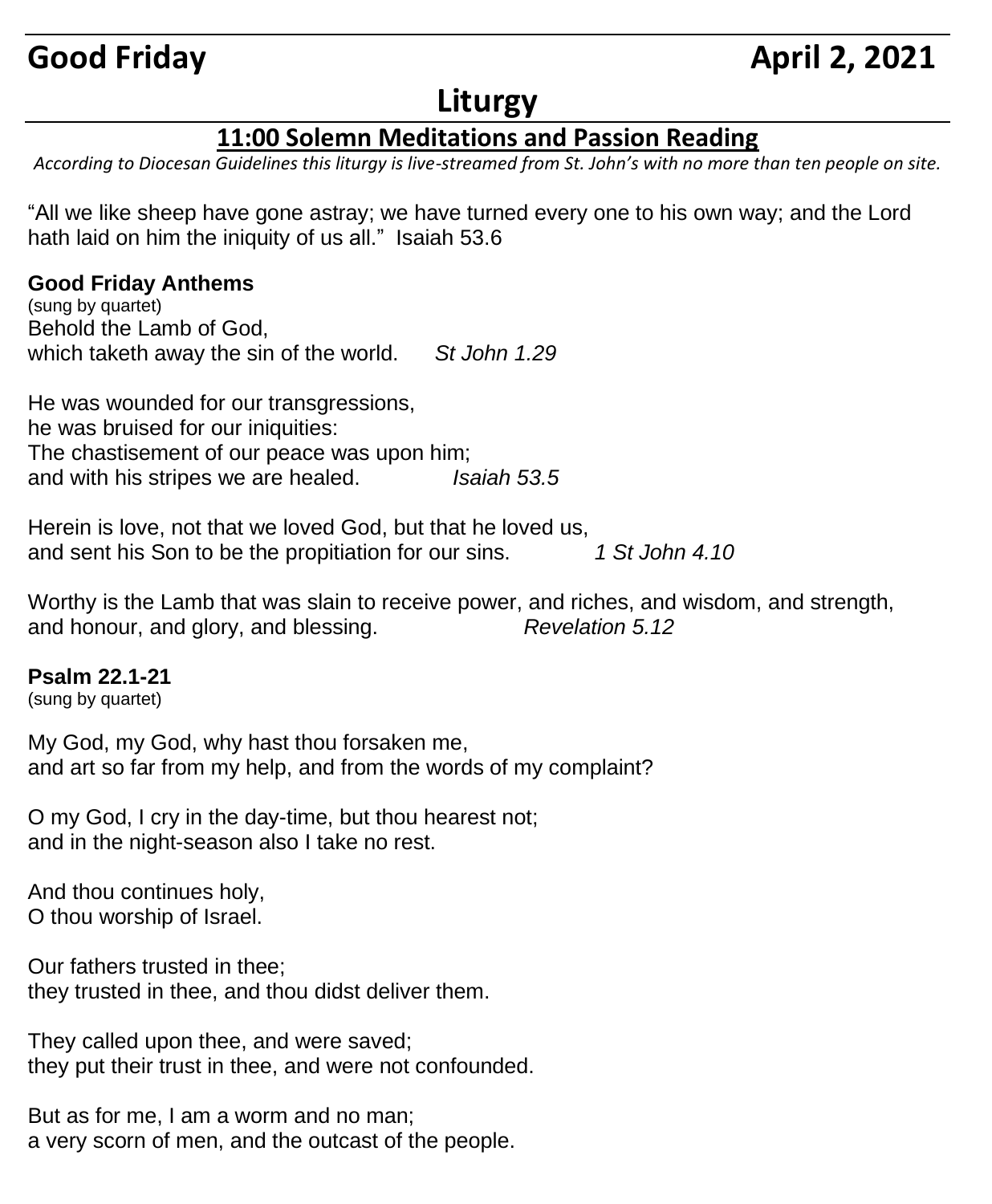# Good Friday April 2, 2021

# Liturgy

## 11:00 Solemn Meditations and Passion Reading

*According to Diocesan Guidelines this liturgy is live-streamed from St. John's with no more than ten people on site.*

"All we like sheep have gone astray; we have turned every one to his own way; and the Lord hath laid on him the iniquity of us all." Isaiah 53.6

**Good Friday Anthems**
(sung by quartet)
Behold the Lamb of God,
which taketh away the sin of the world. *St John 1.29*

He was wounded for our transgressions,
he was bruised for our iniquities:
The chastisement of our peace was upon him;
and with his stripes we are healed. *Isaiah 53.5*

Herein is love, not that we loved God, but that he loved us,
and sent his Son to be the propitiation for our sins. *1 St John 4.10*

Worthy is the Lamb that was slain to receive power, and riches, and wisdom, and strength, and honour, and glory, and blessing. *Revelation 5.12*

**Psalm 22.1-21**
(sung by quartet)

My God, my God, why hast thou forsaken me,
and art so far from my help, and from the words of my complaint?

O my God, I cry in the day-time, but thou hearest not;
and in the night-season also I take no rest.

And thou continues holy,
O thou worship of Israel.

Our fathers trusted in thee;
they trusted in thee, and thou didst deliver them.

They called upon thee, and were saved;
they put their trust in thee, and were not confounded.

But as for me, I am a worm and no man;
a very scorn of men, and the outcast of the people.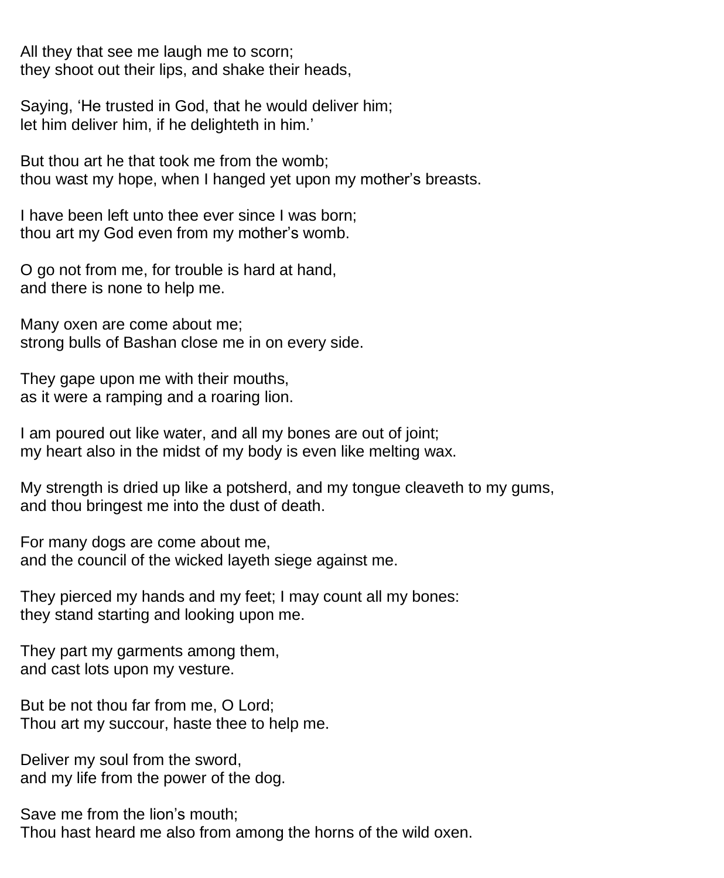All they that see me laugh me to scorn;
they shoot out their lips, and shake their heads,

Saying, 'He trusted in God, that he would deliver him;
let him deliver him, if he delighteth in him.'

But thou art he that took me from the womb;
thou wast my hope, when I hanged yet upon my mother's breasts.

I have been left unto thee ever since I was born;
thou art my God even from my mother's womb.

O go not from me, for trouble is hard at hand,
and there is none to help me.

Many oxen are come about me;
strong bulls of Bashan close me in on every side.

They gape upon me with their mouths,
as it were a ramping and a roaring lion.

I am poured out like water, and all my bones are out of joint;
my heart also in the midst of my body is even like melting wax.

My strength is dried up like a potsherd, and my tongue cleaveth to my gums,
and thou bringest me into the dust of death.

For many dogs are come about me,
and the council of the wicked layeth siege against me.

They pierced my hands and my feet; I may count all my bones:
they stand starting and looking upon me.

They part my garments among them,
and cast lots upon my vesture.

But be not thou far from me, O Lord;
Thou art my succour, haste thee to help me.

Deliver my soul from the sword,
and my life from the power of the dog.

Save me from the lion's mouth;
Thou hast heard me also from among the horns of the wild oxen.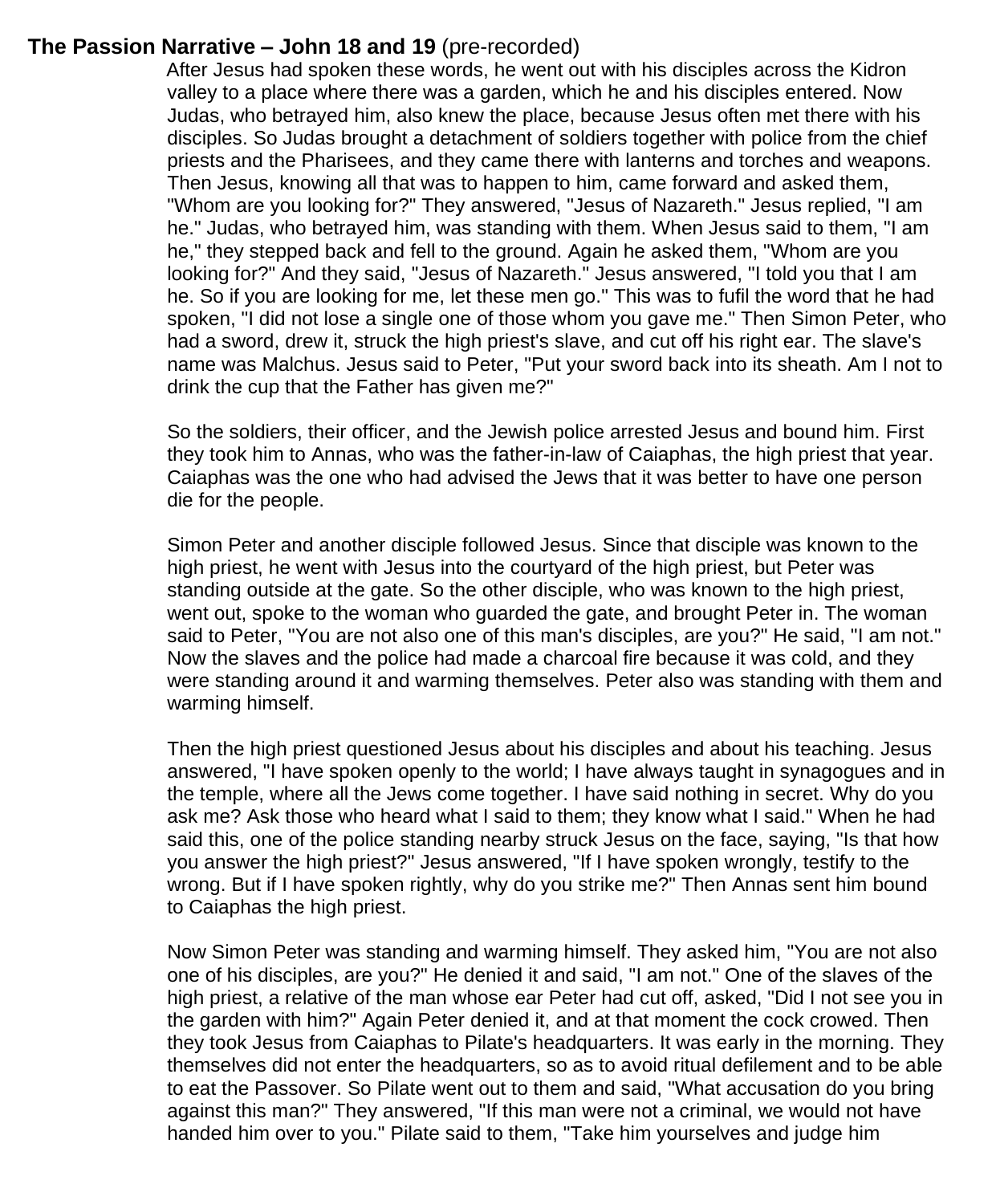**The Passion Narrative – John 18 and 19** (pre-recorded)

After Jesus had spoken these words, he went out with his disciples across the Kidron valley to a place where there was a garden, which he and his disciples entered. Now Judas, who betrayed him, also knew the place, because Jesus often met there with his disciples. So Judas brought a detachment of soldiers together with police from the chief priests and the Pharisees, and they came there with lanterns and torches and weapons. Then Jesus, knowing all that was to happen to him, came forward and asked them, "Whom are you looking for?" They answered, "Jesus of Nazareth." Jesus replied, "I am he." Judas, who betrayed him, was standing with them. When Jesus said to them, "I am he," they stepped back and fell to the ground. Again he asked them, "Whom are you looking for?" And they said, "Jesus of Nazareth." Jesus answered, "I told you that I am he. So if you are looking for me, let these men go." This was to fufil the word that he had spoken, "I did not lose a single one of those whom you gave me." Then Simon Peter, who had a sword, drew it, struck the high priest's slave, and cut off his right ear. The slave's name was Malchus. Jesus said to Peter, "Put your sword back into its sheath. Am I not to drink the cup that the Father has given me?"

So the soldiers, their officer, and the Jewish police arrested Jesus and bound him. First they took him to Annas, who was the father-in-law of Caiaphas, the high priest that year. Caiaphas was the one who had advised the Jews that it was better to have one person die for the people.

Simon Peter and another disciple followed Jesus. Since that disciple was known to the high priest, he went with Jesus into the courtyard of the high priest, but Peter was standing outside at the gate. So the other disciple, who was known to the high priest, went out, spoke to the woman who guarded the gate, and brought Peter in. The woman said to Peter, "You are not also one of this man's disciples, are you?" He said, "I am not." Now the slaves and the police had made a charcoal fire because it was cold, and they were standing around it and warming themselves. Peter also was standing with them and warming himself.

Then the high priest questioned Jesus about his disciples and about his teaching. Jesus answered, "I have spoken openly to the world; I have always taught in synagogues and in the temple, where all the Jews come together. I have said nothing in secret. Why do you ask me? Ask those who heard what I said to them; they know what I said." When he had said this, one of the police standing nearby struck Jesus on the face, saying, "Is that how you answer the high priest?" Jesus answered, "If I have spoken wrongly, testify to the wrong. But if I have spoken rightly, why do you strike me?" Then Annas sent him bound to Caiaphas the high priest.

Now Simon Peter was standing and warming himself. They asked him, "You are not also one of his disciples, are you?" He denied it and said, "I am not." One of the slaves of the high priest, a relative of the man whose ear Peter had cut off, asked, "Did I not see you in the garden with him?" Again Peter denied it, and at that moment the cock crowed. Then they took Jesus from Caiaphas to Pilate's headquarters. It was early in the morning. They themselves did not enter the headquarters, so as to avoid ritual defilement and to be able to eat the Passover. So Pilate went out to them and said, "What accusation do you bring against this man?" They answered, "If this man were not a criminal, we would not have handed him over to you." Pilate said to them, "Take him yourselves and judge him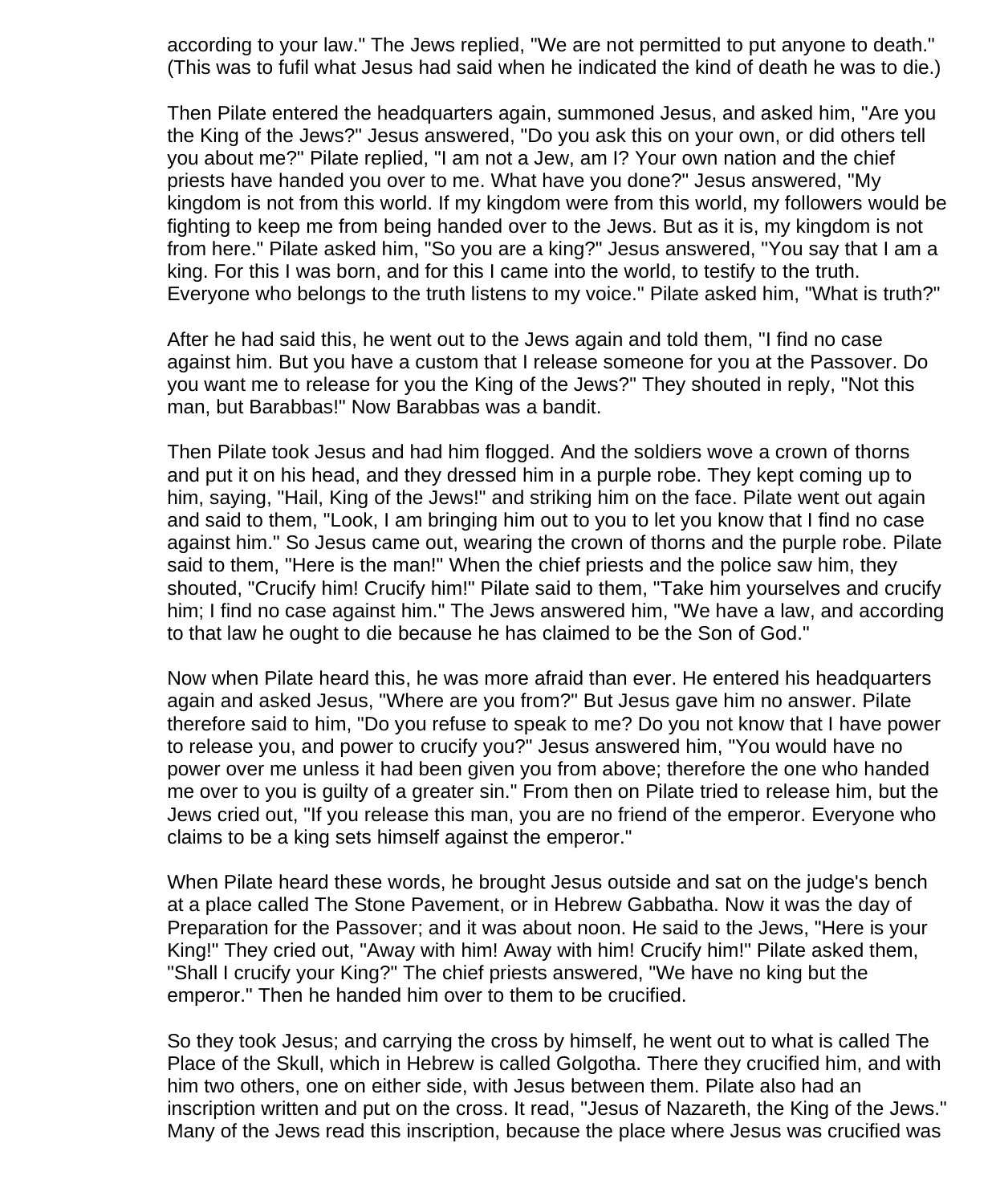according to your law." The Jews replied, "We are not permitted to put anyone to death." (This was to fufil what Jesus had said when he indicated the kind of death he was to die.)

Then Pilate entered the headquarters again, summoned Jesus, and asked him, "Are you the King of the Jews?" Jesus answered, "Do you ask this on your own, or did others tell you about me?" Pilate replied, "I am not a Jew, am I? Your own nation and the chief priests have handed you over to me. What have you done?" Jesus answered, "My kingdom is not from this world. If my kingdom were from this world, my followers would be fighting to keep me from being handed over to the Jews. But as it is, my kingdom is not from here." Pilate asked him, "So you are a king?" Jesus answered, "You say that I am a king. For this I was born, and for this I came into the world, to testify to the truth. Everyone who belongs to the truth listens to my voice." Pilate asked him, "What is truth?"

After he had said this, he went out to the Jews again and told them, "I find no case against him. But you have a custom that I release someone for you at the Passover. Do you want me to release for you the King of the Jews?" They shouted in reply, "Not this man, but Barabbas!" Now Barabbas was a bandit.

Then Pilate took Jesus and had him flogged. And the soldiers wove a crown of thorns and put it on his head, and they dressed him in a purple robe. They kept coming up to him, saying, "Hail, King of the Jews!" and striking him on the face. Pilate went out again and said to them, "Look, I am bringing him out to you to let you know that I find no case against him." So Jesus came out, wearing the crown of thorns and the purple robe. Pilate said to them, "Here is the man!" When the chief priests and the police saw him, they shouted, "Crucify him! Crucify him!" Pilate said to them, "Take him yourselves and crucify him; I find no case against him." The Jews answered him, "We have a law, and according to that law he ought to die because he has claimed to be the Son of God."

Now when Pilate heard this, he was more afraid than ever. He entered his headquarters again and asked Jesus, "Where are you from?" But Jesus gave him no answer. Pilate therefore said to him, "Do you refuse to speak to me? Do you not know that I have power to release you, and power to crucify you?" Jesus answered him, "You would have no power over me unless it had been given you from above; therefore the one who handed me over to you is guilty of a greater sin." From then on Pilate tried to release him, but the Jews cried out, "If you release this man, you are no friend of the emperor. Everyone who claims to be a king sets himself against the emperor."

When Pilate heard these words, he brought Jesus outside and sat on the judge's bench at a place called The Stone Pavement, or in Hebrew Gabbatha. Now it was the day of Preparation for the Passover; and it was about noon. He said to the Jews, "Here is your King!" They cried out, "Away with him! Away with him! Crucify him!" Pilate asked them, "Shall I crucify your King?" The chief priests answered, "We have no king but the emperor." Then he handed him over to them to be crucified.

So they took Jesus; and carrying the cross by himself, he went out to what is called The Place of the Skull, which in Hebrew is called Golgotha. There they crucified him, and with him two others, one on either side, with Jesus between them. Pilate also had an inscription written and put on the cross. It read, "Jesus of Nazareth, the King of the Jews." Many of the Jews read this inscription, because the place where Jesus was crucified was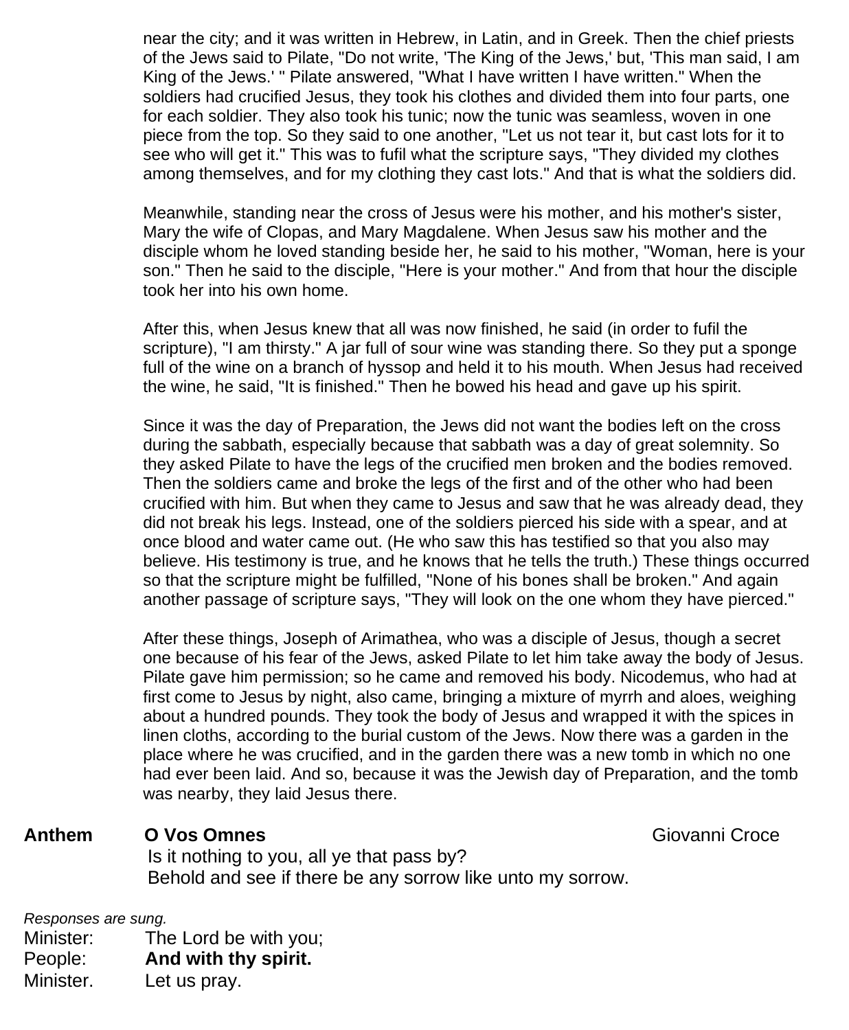near the city; and it was written in Hebrew, in Latin, and in Greek. Then the chief priests of the Jews said to Pilate, "Do not write, 'The King of the Jews,' but, 'This man said, I am King of the Jews.' " Pilate answered, "What I have written I have written." When the soldiers had crucified Jesus, they took his clothes and divided them into four parts, one for each soldier. They also took his tunic; now the tunic was seamless, woven in one piece from the top. So they said to one another, "Let us not tear it, but cast lots for it to see who will get it." This was to fufil what the scripture says, "They divided my clothes among themselves, and for my clothing they cast lots." And that is what the soldiers did.

Meanwhile, standing near the cross of Jesus were his mother, and his mother's sister, Mary the wife of Clopas, and Mary Magdalene. When Jesus saw his mother and the disciple whom he loved standing beside her, he said to his mother, "Woman, here is your son." Then he said to the disciple, "Here is your mother." And from that hour the disciple took her into his own home.

After this, when Jesus knew that all was now finished, he said (in order to fufil the scripture), "I am thirsty." A jar full of sour wine was standing there. So they put a sponge full of the wine on a branch of hyssop and held it to his mouth. When Jesus had received the wine, he said, "It is finished." Then he bowed his head and gave up his spirit.

Since it was the day of Preparation, the Jews did not want the bodies left on the cross during the sabbath, especially because that sabbath was a day of great solemnity. So they asked Pilate to have the legs of the crucified men broken and the bodies removed. Then the soldiers came and broke the legs of the first and of the other who had been crucified with him. But when they came to Jesus and saw that he was already dead, they did not break his legs. Instead, one of the soldiers pierced his side with a spear, and at once blood and water came out. (He who saw this has testified so that you also may believe. His testimony is true, and he knows that he tells the truth.) These things occurred so that the scripture might be fulfilled, "None of his bones shall be broken." And again another passage of scripture says, "They will look on the one whom they have pierced."

After these things, Joseph of Arimathea, who was a disciple of Jesus, though a secret one because of his fear of the Jews, asked Pilate to let him take away the body of Jesus. Pilate gave him permission; so he came and removed his body. Nicodemus, who had at first come to Jesus by night, also came, bringing a mixture of myrrh and aloes, weighing about a hundred pounds. They took the body of Jesus and wrapped it with the spices in linen cloths, according to the burial custom of the Jews. Now there was a garden in the place where he was crucified, and in the garden there was a new tomb in which no one had ever been laid. And so, because it was the Jewish day of Preparation, and the tomb was nearby, they laid Jesus there.

**Anthem** **O Vos Omnes** Giovanni Croce

Is it nothing to you, all ye that pass by?
Behold and see if there be any sorrow like unto my sorrow.

*Responses are sung.*

Minister: The Lord be with you;
People: **And with thy spirit.**
Minister. Let us pray.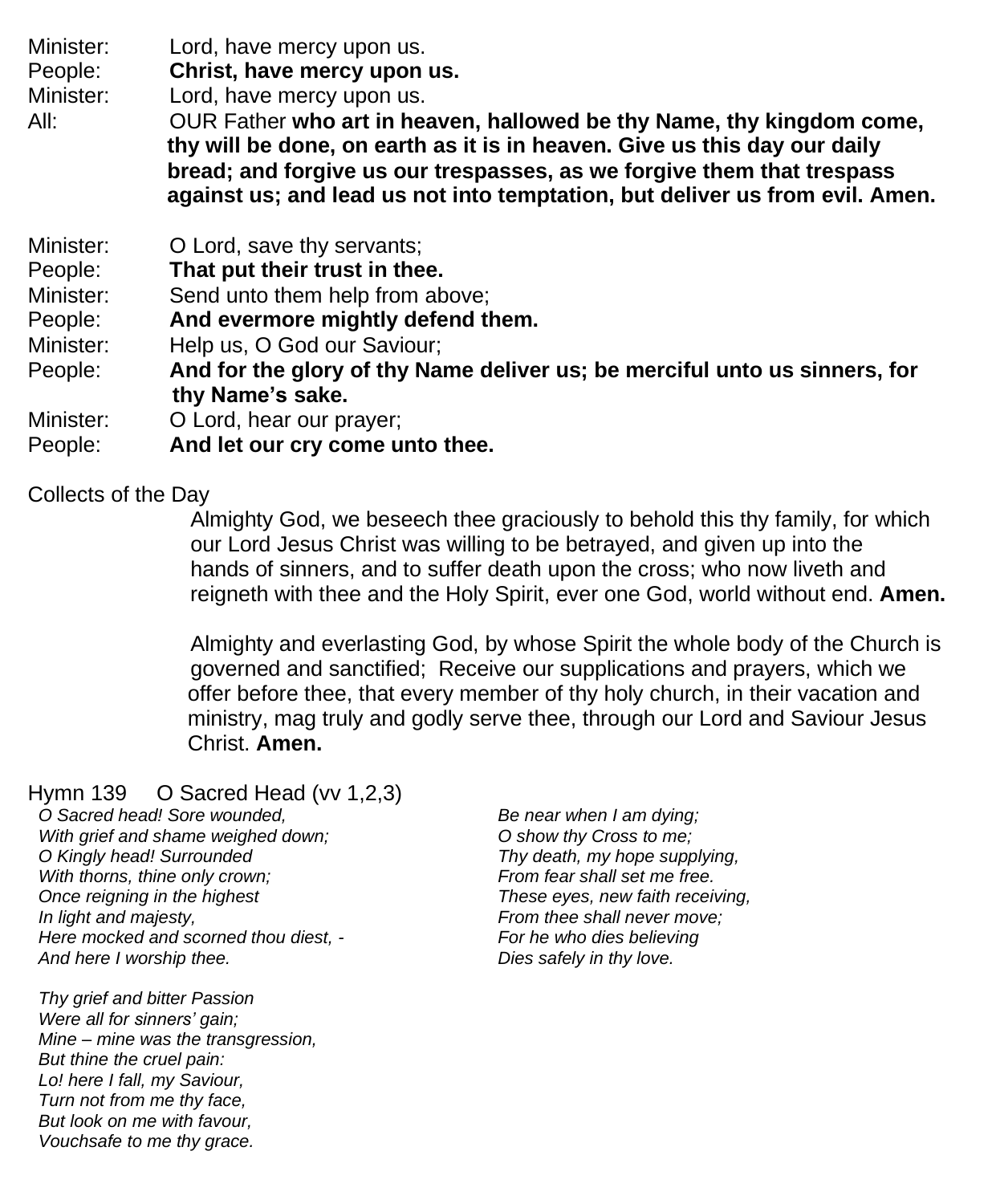Minister: Lord, have mercy upon us.
People: **Christ, have mercy upon us.**
Minister: Lord, have mercy upon us.
All: OUR Father **who art in heaven, hallowed be thy Name, thy kingdom come, thy will be done, on earth as it is in heaven. Give us this day our daily bread; and forgive us our trespasses, as we forgive them that trespass against us; and lead us not into temptation, but deliver us from evil. Amen.**

Minister: O Lord, save thy servants;
People: **That put their trust in thee.**
Minister: Send unto them help from above;
People: **And evermore mightly defend them.**
Minister: Help us, O God our Saviour;
People: **And for the glory of thy Name deliver us; be merciful unto us sinners, for thy Name's sake.**
Minister: O Lord, hear our prayer;
People: **And let our cry come unto thee.**

Collects of the Day

Almighty God, we beseech thee graciously to behold this thy family, for which our Lord Jesus Christ was willing to be betrayed, and given up into the hands of sinners, and to suffer death upon the cross; who now liveth and reigneth with thee and the Holy Spirit, ever one God, world without end. **Amen.**

Almighty and everlasting God, by whose Spirit the whole body of the Church is governed and sanctified; Receive our supplications and prayers, which we offer before thee, that every member of thy holy church, in their vacation and ministry, mag truly and godly serve thee, through our Lord and Saviour Jesus Christ. **Amen.**

Hymn 139 O Sacred Head (vv 1,2,3)

*O Sacred head! Sore wounded,*
*With grief and shame weighed down;*
*O Kingly head! Surrounded*
*With thorns, thine only crown;*
*Once reigning in the highest*
*In light and majesty,*
*Here mocked and scorned thou diest, -*
*And here I worship thee.*

*Thy grief and bitter Passion*
*Were all for sinners' gain;*
*Mine – mine was the transgression,*
*But thine the cruel pain:*
*Lo! here I fall, my Saviour,*
*Turn not from me thy face,*
*But look on me with favour,*
*Vouchsafe to me thy grace.*

*Be near when I am dying;*
*O show thy Cross to me;*
*Thy death, my hope supplying,*
*From fear shall set me free.*
*These eyes, new faith receiving,*
*From thee shall never move;*
*For he who dies believing*
*Dies safely in thy love.*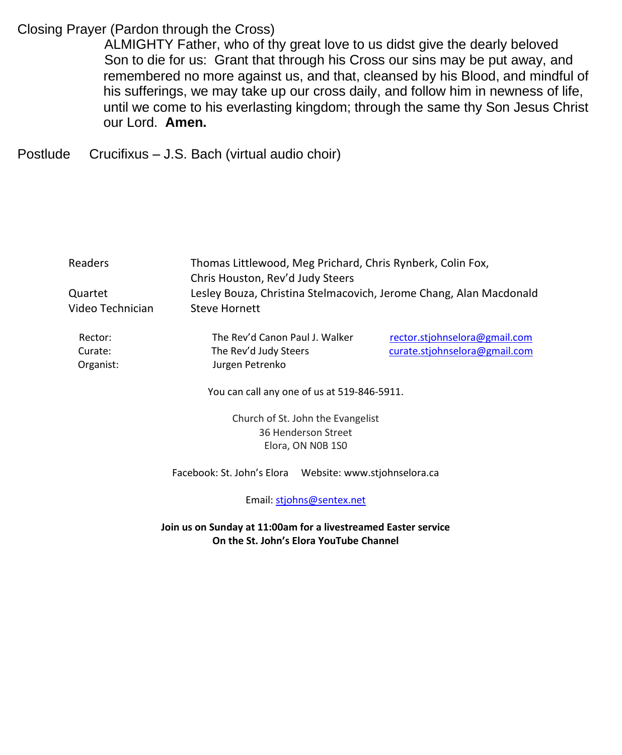Closing Prayer (Pardon through the Cross)

ALMIGHTY Father, who of thy great love to us didst give the dearly beloved Son to die for us: Grant that through his Cross our sins may be put away, and remembered no more against us, and that, cleansed by his Blood, and mindful of his sufferings, we may take up our cross daily, and follow him in newness of life, until we come to his everlasting kingdom; through the same thy Son Jesus Christ our Lord. **Amen.**

Postlude     Crucifixus – J.S. Bach (virtual audio choir)

| | |
|---|---|
| Readers | Thomas Littlewood, Meg Prichard, Chris Rynberk, Colin Fox, Chris Houston, Rev'd Judy Steers |
| Quartet | Lesley Bouza, Christina Stelmacovich, Jerome Chang, Alan Macdonald |
| Video Technician | Steve Hornett |

| | | |
|---|---|---|
| Rector: | The Rev'd Canon Paul J. Walker | rector.stjohnselora@gmail.com |
| Curate: | The Rev'd Judy Steers | curate.stjohnselora@gmail.com |
| Organist: | Jurgen Petrenko | |

You can call any one of us at 519-846-5911.

Church of St. John the Evangelist
36 Henderson Street
Elora, ON N0B 1S0

Facebook: St. John's Elora     Website: www.stjohnselora.ca

Email: stjohns@sentex.net

**Join us on Sunday at 11:00am for a livestreamed Easter service**
**On the St. John's Elora YouTube Channel**